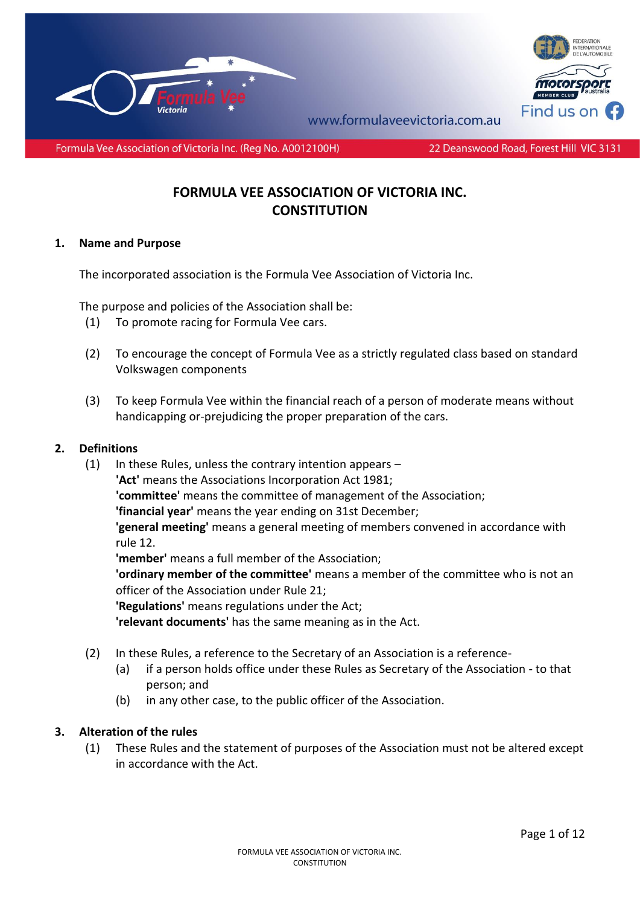# FORMULA VEE ASSOCIATION OF VICTORIA INC.
# CONSTITUTION

## 1. Name and Purpose

The incorporated association is the Formula Vee Association of Victoria Inc.

The purpose and policies of the Association shall be:

(1) To promote racing for Formula Vee cars.

(2) To encourage the concept of Formula Vee as a strictly regulated class based on standard Volkswagen components

(3) To keep Formula Vee within the financial reach of a person of moderate means without handicapping or-prejudicing the proper preparation of the cars.

## 2. Definitions

(1) In these Rules, unless the contrary intention appears –

**'Act'** means the Associations Incorporation Act 1981;

**'committee'** means the committee of management of the Association;

**'financial year'** means the year ending on 31st December;

**'general meeting'** means a general meeting of members convened in accordance with rule 12.

**'member'** means a full member of the Association;

**'ordinary member of the committee'** means a member of the committee who is not an officer of the Association under Rule 21;

**'Regulations'** means regulations under the Act;

**'relevant documents'** has the same meaning as in the Act.

(2) In these Rules, a reference to the Secretary of an Association is a reference-

- (a) if a person holds office under these Rules as Secretary of the Association - to that person; and
- (b) in any other case, to the public officer of the Association.

## 3. Alteration of the rules

(1) These Rules and the statement of purposes of the Association must not be altered except in accordance with the Act.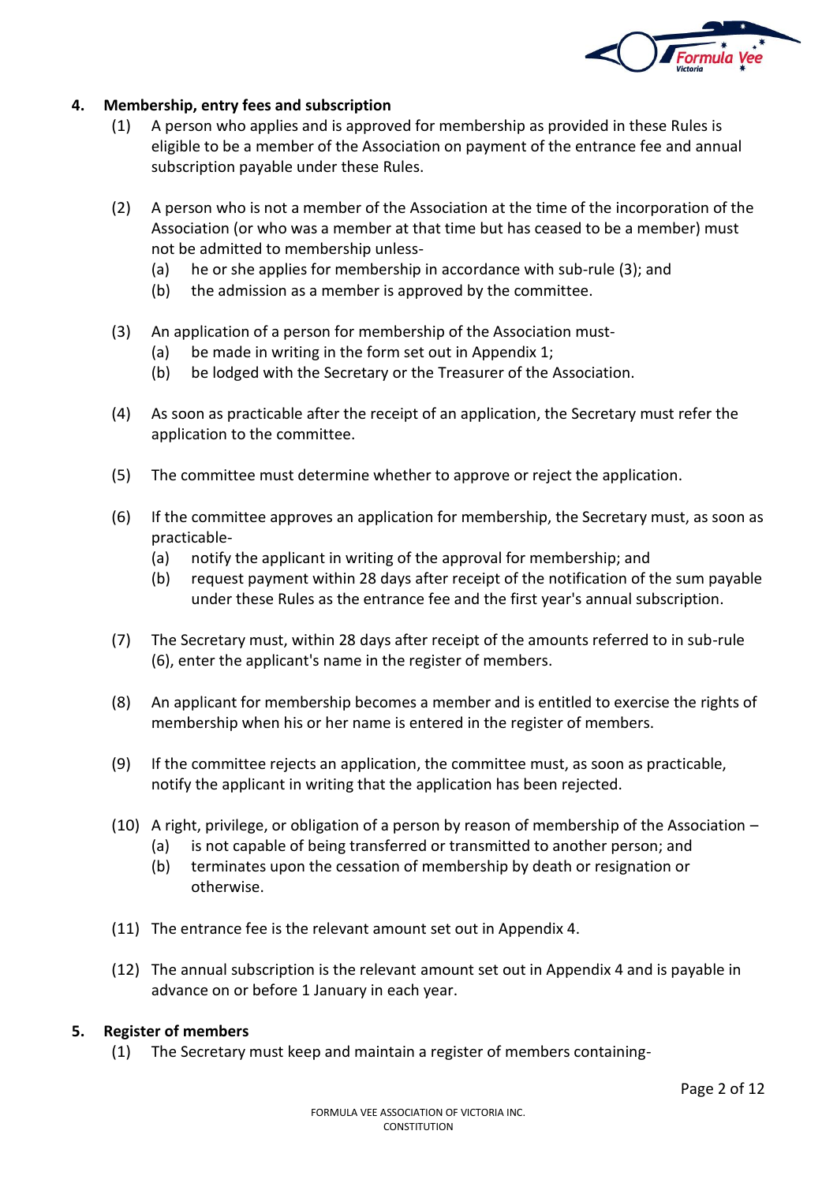## 4. Membership, entry fees and subscription

(1) A person who applies and is approved for membership as provided in these Rules is eligible to be a member of the Association on payment of the entrance fee and annual subscription payable under these Rules.

(2) A person who is not a member of the Association at the time of the incorporation of the Association (or who was a member at that time but has ceased to be a member) must not be admitted to membership unless-

- (a) he or she applies for membership in accordance with sub-rule (3); and
- (b) the admission as a member is approved by the committee.

(3) An application of a person for membership of the Association must-

- (a) be made in writing in the form set out in Appendix 1;
- (b) be lodged with the Secretary or the Treasurer of the Association.

(4) As soon as practicable after the receipt of an application, the Secretary must refer the application to the committee.

(5) The committee must determine whether to approve or reject the application.

(6) If the committee approves an application for membership, the Secretary must, as soon as practicable-

- (a) notify the applicant in writing of the approval for membership; and
- (b) request payment within 28 days after receipt of the notification of the sum payable under these Rules as the entrance fee and the first year's annual subscription.

(7) The Secretary must, within 28 days after receipt of the amounts referred to in sub-rule (6), enter the applicant's name in the register of members.

(8) An applicant for membership becomes a member and is entitled to exercise the rights of membership when his or her name is entered in the register of members.

(9) If the committee rejects an application, the committee must, as soon as practicable, notify the applicant in writing that the application has been rejected.

(10) A right, privilege, or obligation of a person by reason of membership of the Association –

- (a) is not capable of being transferred or transmitted to another person; and
- (b) terminates upon the cessation of membership by death or resignation or otherwise.

(11) The entrance fee is the relevant amount set out in Appendix 4.

(12) The annual subscription is the relevant amount set out in Appendix 4 and is payable in advance on or before 1 January in each year.

## 5. Register of members

(1) The Secretary must keep and maintain a register of members containing-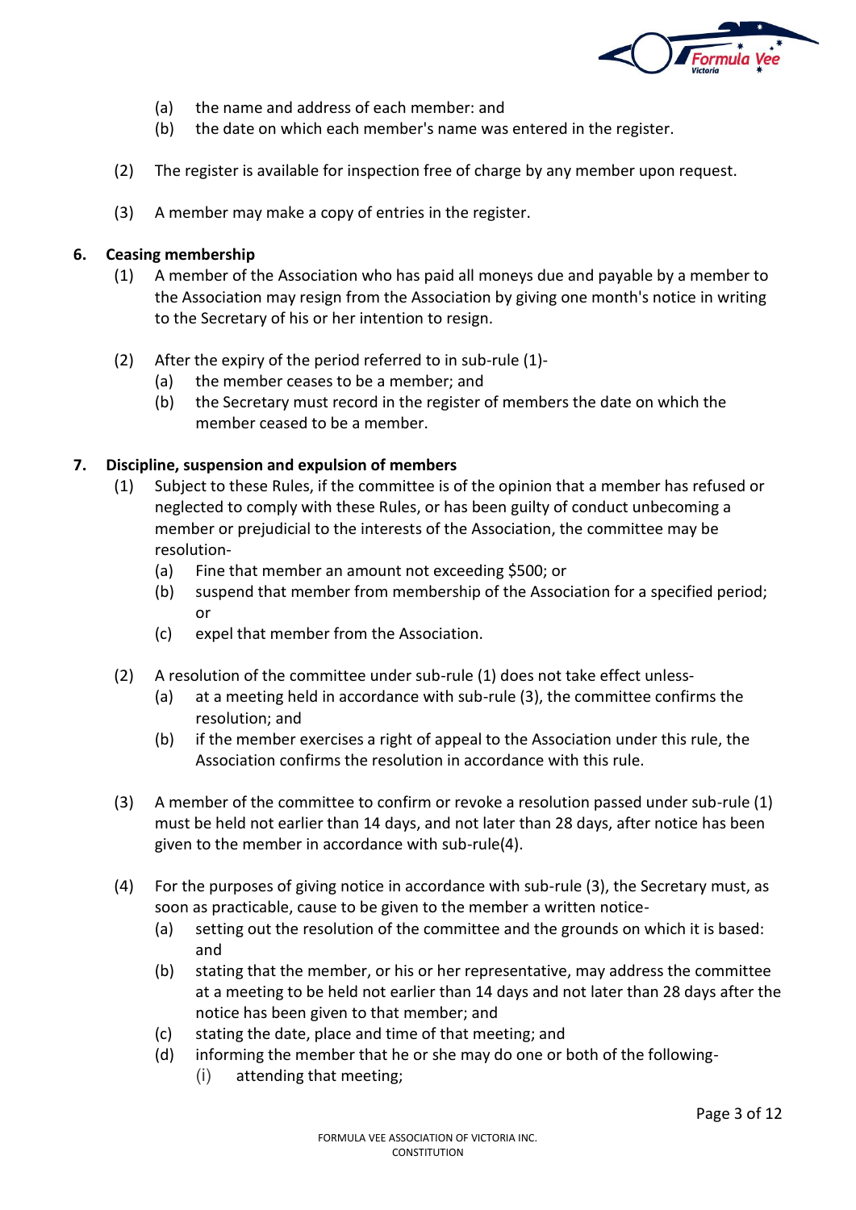(a) the name and address of each member: and
(b) the date on which each member's name was entered in the register.

(2) The register is available for inspection free of charge by any member upon request.

(3) A member may make a copy of entries in the register.

**6. Ceasing membership**

(1) A member of the Association who has paid all moneys due and payable by a member to the Association may resign from the Association by giving one month's notice in writing to the Secretary of his or her intention to resign.

(2) After the expiry of the period referred to in sub-rule (1)-
  (a) the member ceases to be a member; and
  (b) the Secretary must record in the register of members the date on which the member ceased to be a member.

**7. Discipline, suspension and expulsion of members**

(1) Subject to these Rules, if the committee is of the opinion that a member has refused or neglected to comply with these Rules, or has been guilty of conduct unbecoming a member or prejudicial to the interests of the Association, the committee may be resolution-
  (a) Fine that member an amount not exceeding $500; or
  (b) suspend that member from membership of the Association for a specified period; or
  (c) expel that member from the Association.

(2) A resolution of the committee under sub-rule (1) does not take effect unless-
  (a) at a meeting held in accordance with sub-rule (3), the committee confirms the resolution; and
  (b) if the member exercises a right of appeal to the Association under this rule, the Association confirms the resolution in accordance with this rule.

(3) A member of the committee to confirm or revoke a resolution passed under sub-rule (1) must be held not earlier than 14 days, and not later than 28 days, after notice has been given to the member in accordance with sub-rule(4).

(4) For the purposes of giving notice in accordance with sub-rule (3), the Secretary must, as soon as practicable, cause to be given to the member a written notice-
  (a) setting out the resolution of the committee and the grounds on which it is based: and
  (b) stating that the member, or his or her representative, may address the committee at a meeting to be held not earlier than 14 days and not later than 28 days after the notice has been given to that member; and
  (c) stating the date, place and time of that meeting; and
  (d) informing the member that he or she may do one or both of the following-
    (i) attending that meeting;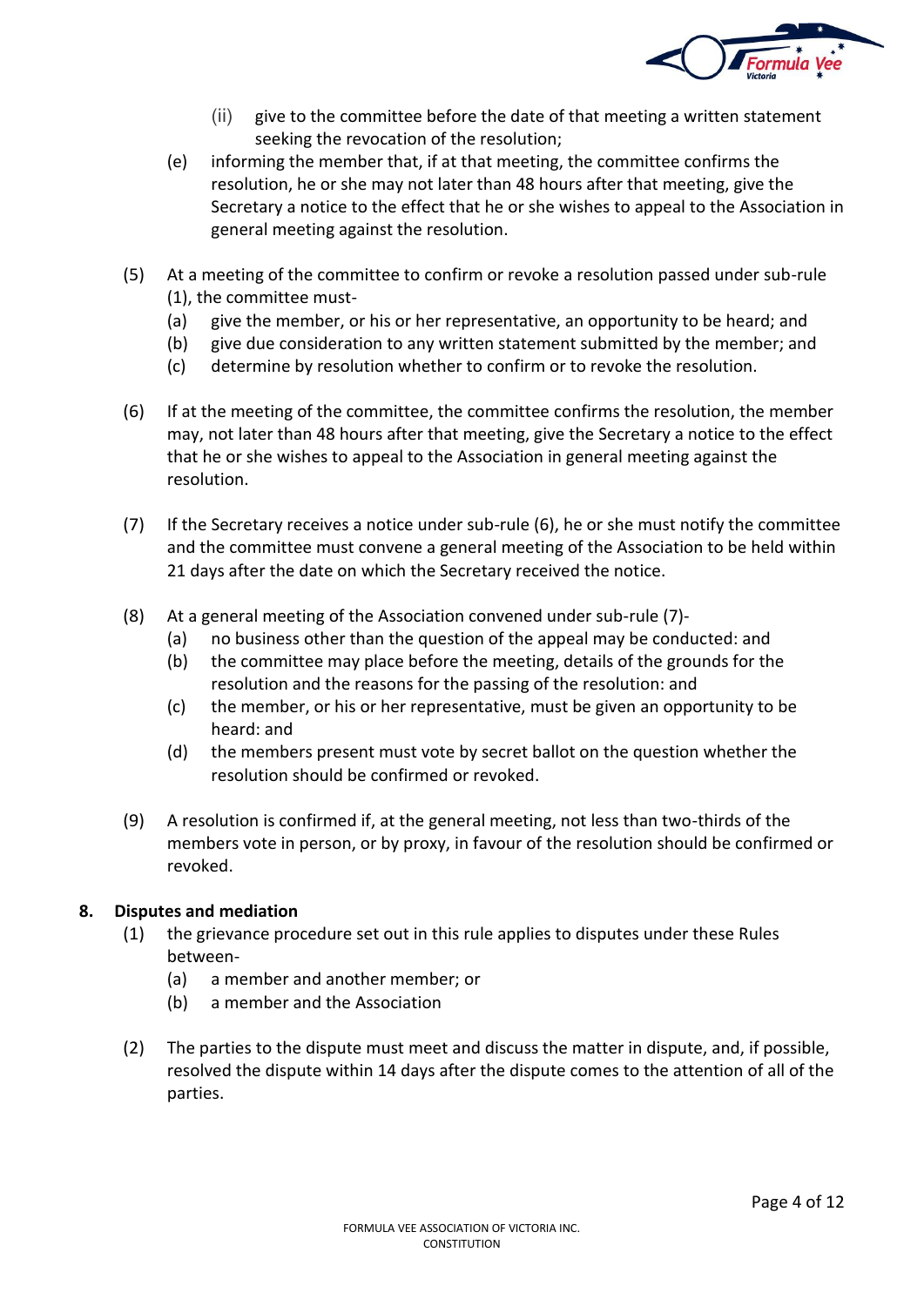(ii) give to the committee before the date of that meeting a written statement seeking the revocation of the resolution;

(e) informing the member that, if at that meeting, the committee confirms the resolution, he or she may not later than 48 hours after that meeting, give the Secretary a notice to the effect that he or she wishes to appeal to the Association in general meeting against the resolution.

(5) At a meeting of the committee to confirm or revoke a resolution passed under sub-rule (1), the committee must-

(a) give the member, or his or her representative, an opportunity to be heard; and

(b) give due consideration to any written statement submitted by the member; and

(c) determine by resolution whether to confirm or to revoke the resolution.

(6) If at the meeting of the committee, the committee confirms the resolution, the member may, not later than 48 hours after that meeting, give the Secretary a notice to the effect that he or she wishes to appeal to the Association in general meeting against the resolution.

(7) If the Secretary receives a notice under sub-rule (6), he or she must notify the committee and the committee must convene a general meeting of the Association to be held within 21 days after the date on which the Secretary received the notice.

(8) At a general meeting of the Association convened under sub-rule (7)-

(a) no business other than the question of the appeal may be conducted: and

(b) the committee may place before the meeting, details of the grounds for the resolution and the reasons for the passing of the resolution: and

(c) the member, or his or her representative, must be given an opportunity to be heard: and

(d) the members present must vote by secret ballot on the question whether the resolution should be confirmed or revoked.

(9) A resolution is confirmed if, at the general meeting, not less than two-thirds of the members vote in person, or by proxy, in favour of the resolution should be confirmed or revoked.

**8. Disputes and mediation**

(1) the grievance procedure set out in this rule applies to disputes under these Rules between-

(a) a member and another member; or

(b) a member and the Association

(2) The parties to the dispute must meet and discuss the matter in dispute, and, if possible, resolved the dispute within 14 days after the dispute comes to the attention of all of the parties.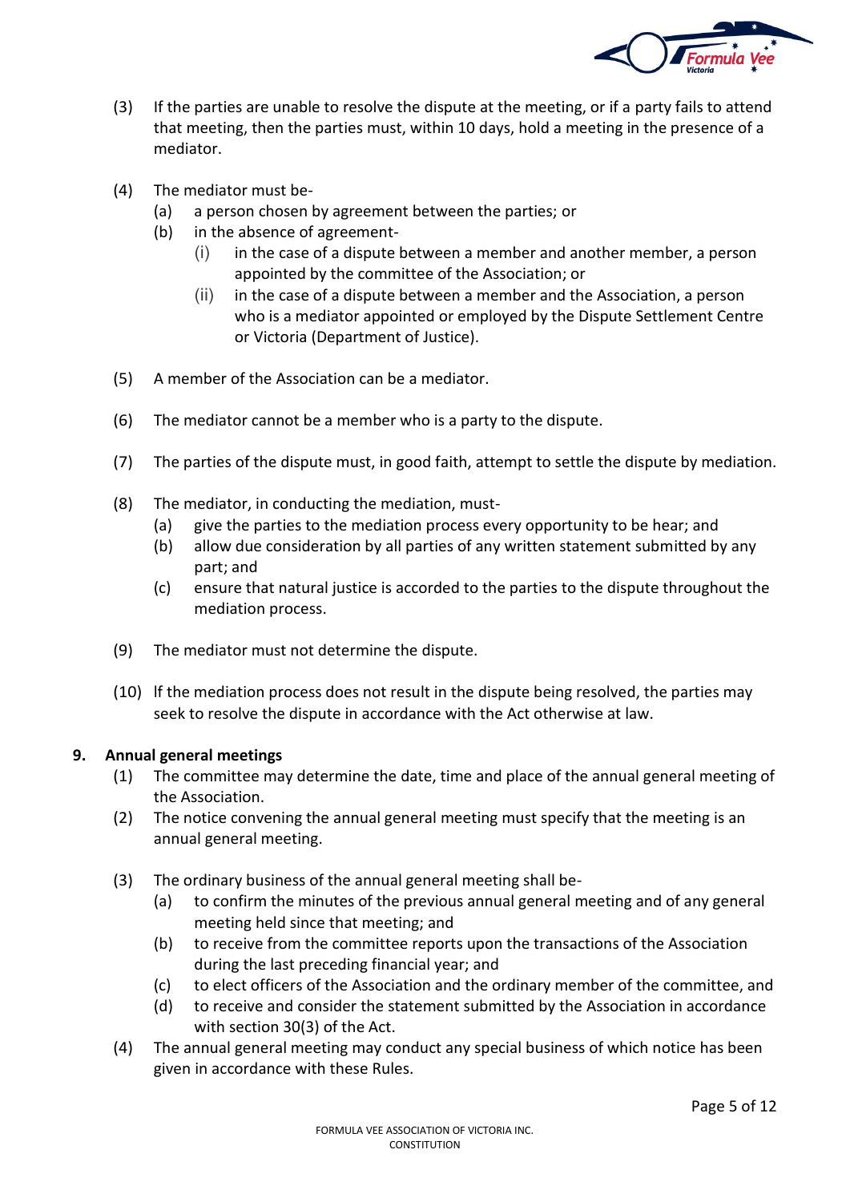(3) If the parties are unable to resolve the dispute at the meeting, or if a party fails to attend that meeting, then the parties must, within 10 days, hold a meeting in the presence of a mediator.

(4) The mediator must be-
  - (a) a person chosen by agreement between the parties; or
  - (b) in the absence of agreement-
    - (i) in the case of a dispute between a member and another member, a person appointed by the committee of the Association; or
    - (ii) in the case of a dispute between a member and the Association, a person who is a mediator appointed or employed by the Dispute Settlement Centre or Victoria (Department of Justice).

(5) A member of the Association can be a mediator.

(6) The mediator cannot be a member who is a party to the dispute.

(7) The parties of the dispute must, in good faith, attempt to settle the dispute by mediation.

(8) The mediator, in conducting the mediation, must-
  - (a) give the parties to the mediation process every opportunity to be hear; and
  - (b) allow due consideration by all parties of any written statement submitted by any part; and
  - (c) ensure that natural justice is accorded to the parties to the dispute throughout the mediation process.

(9) The mediator must not determine the dispute.

(10) If the mediation process does not result in the dispute being resolved, the parties may seek to resolve the dispute in accordance with the Act otherwise at law.

## 9. Annual general meetings

(1) The committee may determine the date, time and place of the annual general meeting of the Association.

(2) The notice convening the annual general meeting must specify that the meeting is an annual general meeting.

(3) The ordinary business of the annual general meeting shall be-
  - (a) to confirm the minutes of the previous annual general meeting and of any general meeting held since that meeting; and
  - (b) to receive from the committee reports upon the transactions of the Association during the last preceding financial year; and
  - (c) to elect officers of the Association and the ordinary member of the committee, and
  - (d) to receive and consider the statement submitted by the Association in accordance with section 30(3) of the Act.

(4) The annual general meeting may conduct any special business of which notice has been given in accordance with these Rules.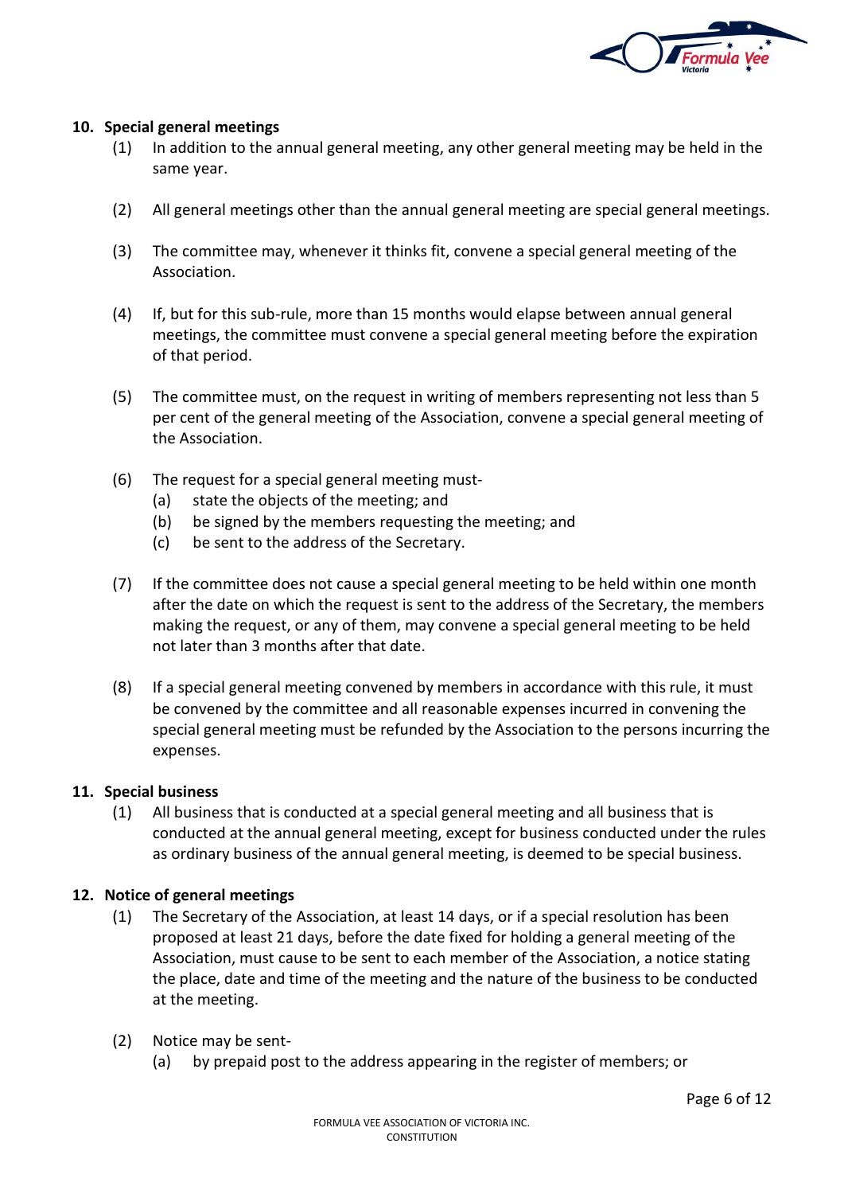## 10. Special general meetings

(1) In addition to the annual general meeting, any other general meeting may be held in the same year.

(2) All general meetings other than the annual general meeting are special general meetings.

(3) The committee may, whenever it thinks fit, convene a special general meeting of the Association.

(4) If, but for this sub-rule, more than 15 months would elapse between annual general meetings, the committee must convene a special general meeting before the expiration of that period.

(5) The committee must, on the request in writing of members representing not less than 5 per cent of the general meeting of the Association, convene a special general meeting of the Association.

(6) The request for a special general meeting must-
  (a) state the objects of the meeting; and
  (b) be signed by the members requesting the meeting; and
  (c) be sent to the address of the Secretary.

(7) If the committee does not cause a special general meeting to be held within one month after the date on which the request is sent to the address of the Secretary, the members making the request, or any of them, may convene a special general meeting to be held not later than 3 months after that date.

(8) If a special general meeting convened by members in accordance with this rule, it must be convened by the committee and all reasonable expenses incurred in convening the special general meeting must be refunded by the Association to the persons incurring the expenses.

## 11. Special business

(1) All business that is conducted at a special general meeting and all business that is conducted at the annual general meeting, except for business conducted under the rules as ordinary business of the annual general meeting, is deemed to be special business.

## 12. Notice of general meetings

(1) The Secretary of the Association, at least 14 days, or if a special resolution has been proposed at least 21 days, before the date fixed for holding a general meeting of the Association, must cause to be sent to each member of the Association, a notice stating the place, date and time of the meeting and the nature of the business to be conducted at the meeting.

(2) Notice may be sent-
  (a) by prepaid post to the address appearing in the register of members; or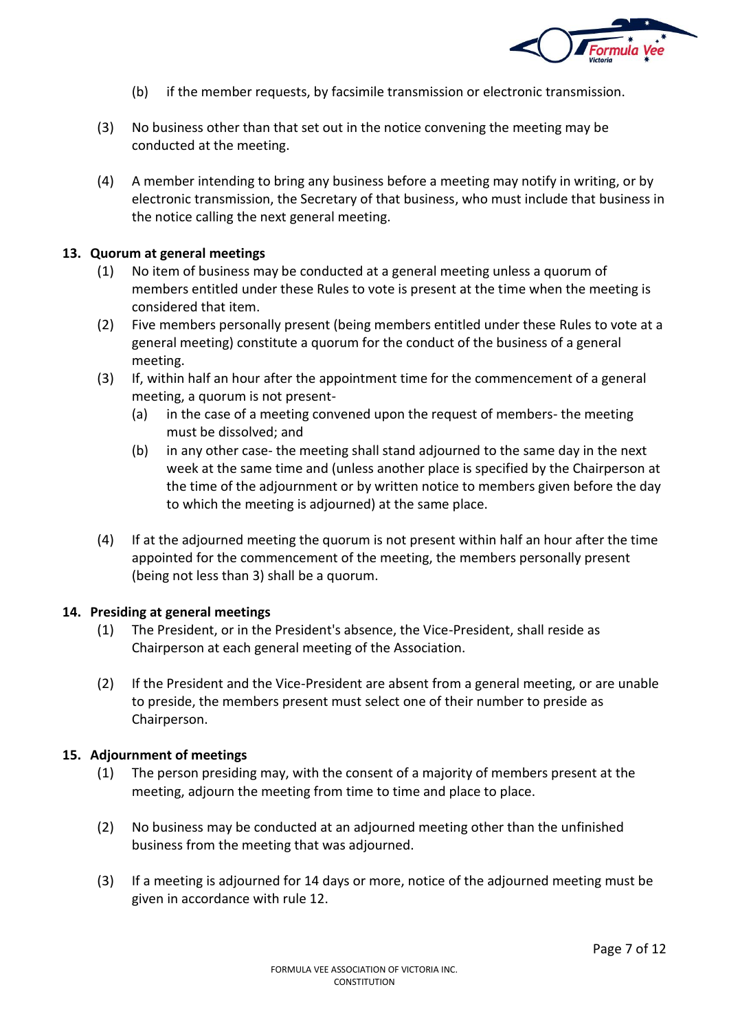(b) if the member requests, by facsimile transmission or electronic transmission.

(3) No business other than that set out in the notice convening the meeting may be conducted at the meeting.

(4) A member intending to bring any business before a meeting may notify in writing, or by electronic transmission, the Secretary of that business, who must include that business in the notice calling the next general meeting.

**13. Quorum at general meetings**

(1) No item of business may be conducted at a general meeting unless a quorum of members entitled under these Rules to vote is present at the time when the meeting is considered that item.

(2) Five members personally present (being members entitled under these Rules to vote at a general meeting) constitute a quorum for the conduct of the business of a general meeting.

(3) If, within half an hour after the appointment time for the commencement of a general meeting, a quorum is not present-

(a) in the case of a meeting convened upon the request of members- the meeting must be dissolved; and

(b) in any other case- the meeting shall stand adjourned to the same day in the next week at the same time and (unless another place is specified by the Chairperson at the time of the adjournment or by written notice to members given before the day to which the meeting is adjourned) at the same place.

(4) If at the adjourned meeting the quorum is not present within half an hour after the time appointed for the commencement of the meeting, the members personally present (being not less than 3) shall be a quorum.

**14. Presiding at general meetings**

(1) The President, or in the President's absence, the Vice-President, shall reside as Chairperson at each general meeting of the Association.

(2) If the President and the Vice-President are absent from a general meeting, or are unable to preside, the members present must select one of their number to preside as Chairperson.

**15. Adjournment of meetings**

(1) The person presiding may, with the consent of a majority of members present at the meeting, adjourn the meeting from time to time and place to place.

(2) No business may be conducted at an adjourned meeting other than the unfinished business from the meeting that was adjourned.

(3) If a meeting is adjourned for 14 days or more, notice of the adjourned meeting must be given in accordance with rule 12.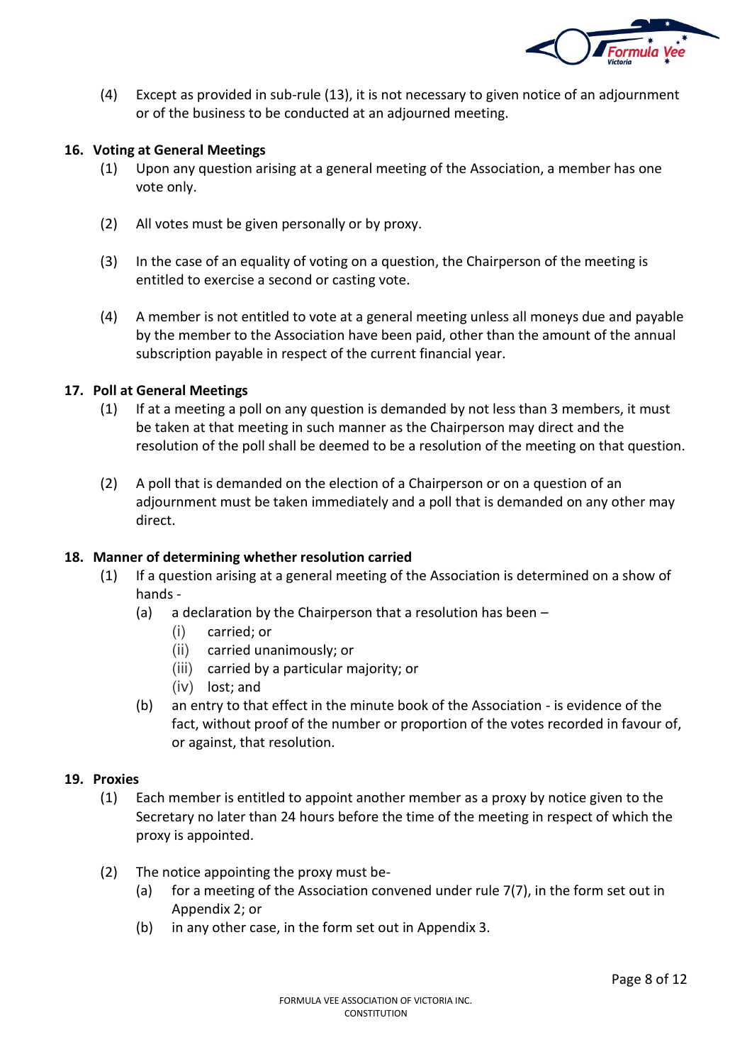(4) Except as provided in sub-rule (13), it is not necessary to given notice of an adjournment or of the business to be conducted at an adjourned meeting.

### 16. Voting at General Meetings

(1) Upon any question arising at a general meeting of the Association, a member has one vote only.

(2) All votes must be given personally or by proxy.

(3) In the case of an equality of voting on a question, the Chairperson of the meeting is entitled to exercise a second or casting vote.

(4) A member is not entitled to vote at a general meeting unless all moneys due and payable by the member to the Association have been paid, other than the amount of the annual subscription payable in respect of the current financial year.

### 17. Poll at General Meetings

(1) If at a meeting a poll on any question is demanded by not less than 3 members, it must be taken at that meeting in such manner as the Chairperson may direct and the resolution of the poll shall be deemed to be a resolution of the meeting on that question.

(2) A poll that is demanded on the election of a Chairperson or on a question of an adjournment must be taken immediately and a poll that is demanded on any other may direct.

### 18. Manner of determining whether resolution carried

(1) If a question arising at a general meeting of the Association is determined on a show of hands -

(a) a declaration by the Chairperson that a resolution has been –

(i) carried; or

(ii) carried unanimously; or

(iii) carried by a particular majority; or

(iv) lost; and

(b) an entry to that effect in the minute book of the Association - is evidence of the fact, without proof of the number or proportion of the votes recorded in favour of, or against, that resolution.

### 19. Proxies

(1) Each member is entitled to appoint another member as a proxy by notice given to the Secretary no later than 24 hours before the time of the meeting in respect of which the proxy is appointed.

(2) The notice appointing the proxy must be-

(a) for a meeting of the Association convened under rule 7(7), in the form set out in Appendix 2; or

(b) in any other case, in the form set out in Appendix 3.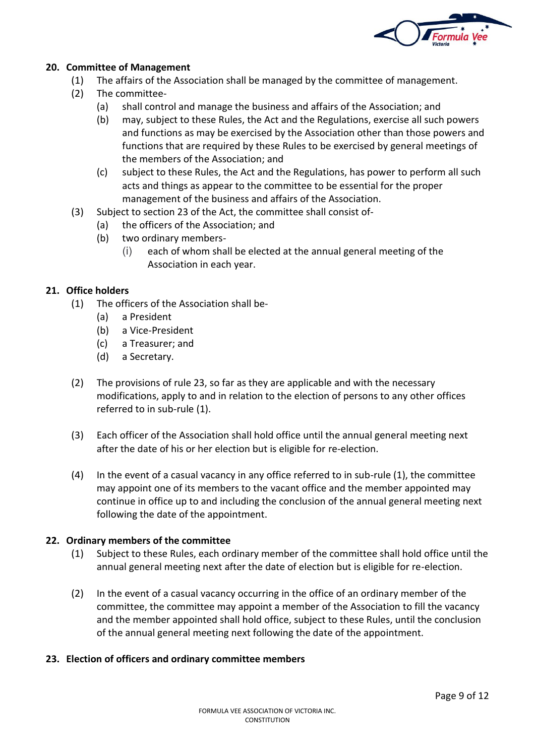## 20. Committee of Management

(1) The affairs of the Association shall be managed by the committee of management.

(2) The committee-

  (a) shall control and manage the business and affairs of the Association; and

  (b) may, subject to these Rules, the Act and the Regulations, exercise all such powers and functions as may be exercised by the Association other than those powers and functions that are required by these Rules to be exercised by general meetings of the members of the Association; and

  (c) subject to these Rules, the Act and the Regulations, has power to perform all such acts and things as appear to the committee to be essential for the proper management of the business and affairs of the Association.

(3) Subject to section 23 of the Act, the committee shall consist of-

  (a) the officers of the Association; and

  (b) two ordinary members-

    (i) each of whom shall be elected at the annual general meeting of the Association in each year.

## 21. Office holders

(1) The officers of the Association shall be-

  (a) a President

  (b) a Vice-President

  (c) a Treasurer; and

  (d) a Secretary.

(2) The provisions of rule 23, so far as they are applicable and with the necessary modifications, apply to and in relation to the election of persons to any other offices referred to in sub-rule (1).

(3) Each officer of the Association shall hold office until the annual general meeting next after the date of his or her election but is eligible for re-election.

(4) In the event of a casual vacancy in any office referred to in sub-rule (1), the committee may appoint one of its members to the vacant office and the member appointed may continue in office up to and including the conclusion of the annual general meeting next following the date of the appointment.

## 22. Ordinary members of the committee

(1) Subject to these Rules, each ordinary member of the committee shall hold office until the annual general meeting next after the date of election but is eligible for re-election.

(2) In the event of a casual vacancy occurring in the office of an ordinary member of the committee, the committee may appoint a member of the Association to fill the vacancy and the member appointed shall hold office, subject to these Rules, until the conclusion of the annual general meeting next following the date of the appointment.

## 23. Election of officers and ordinary committee members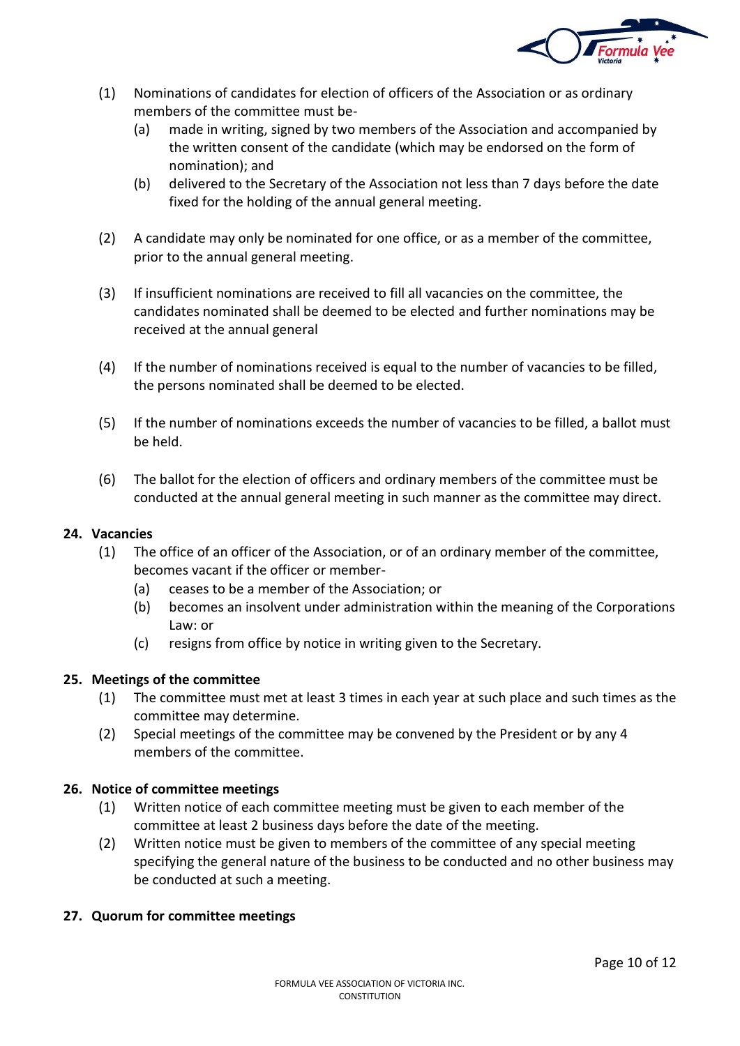(1) Nominations of candidates for election of officers of the Association or as ordinary members of the committee must be-

   (a) made in writing, signed by two members of the Association and accompanied by the written consent of the candidate (which may be endorsed on the form of nomination); and

   (b) delivered to the Secretary of the Association not less than 7 days before the date fixed for the holding of the annual general meeting.

(2) A candidate may only be nominated for one office, or as a member of the committee, prior to the annual general meeting.

(3) If insufficient nominations are received to fill all vacancies on the committee, the candidates nominated shall be deemed to be elected and further nominations may be received at the annual general

(4) If the number of nominations received is equal to the number of vacancies to be filled, the persons nominated shall be deemed to be elected.

(5) If the number of nominations exceeds the number of vacancies to be filled, a ballot must be held.

(6) The ballot for the election of officers and ordinary members of the committee must be conducted at the annual general meeting in such manner as the committee may direct.

**24. Vacancies**

(1) The office of an officer of the Association, or of an ordinary member of the committee, becomes vacant if the officer or member-

   (a) ceases to be a member of the Association; or

   (b) becomes an insolvent under administration within the meaning of the Corporations Law: or

   (c) resigns from office by notice in writing given to the Secretary.

**25. Meetings of the committee**

(1) The committee must met at least 3 times in each year at such place and such times as the committee may determine.

(2) Special meetings of the committee may be convened by the President or by any 4 members of the committee.

**26. Notice of committee meetings**

(1) Written notice of each committee meeting must be given to each member of the committee at least 2 business days before the date of the meeting.

(2) Written notice must be given to members of the committee of any special meeting specifying the general nature of the business to be conducted and no other business may be conducted at such a meeting.

**27. Quorum for committee meetings**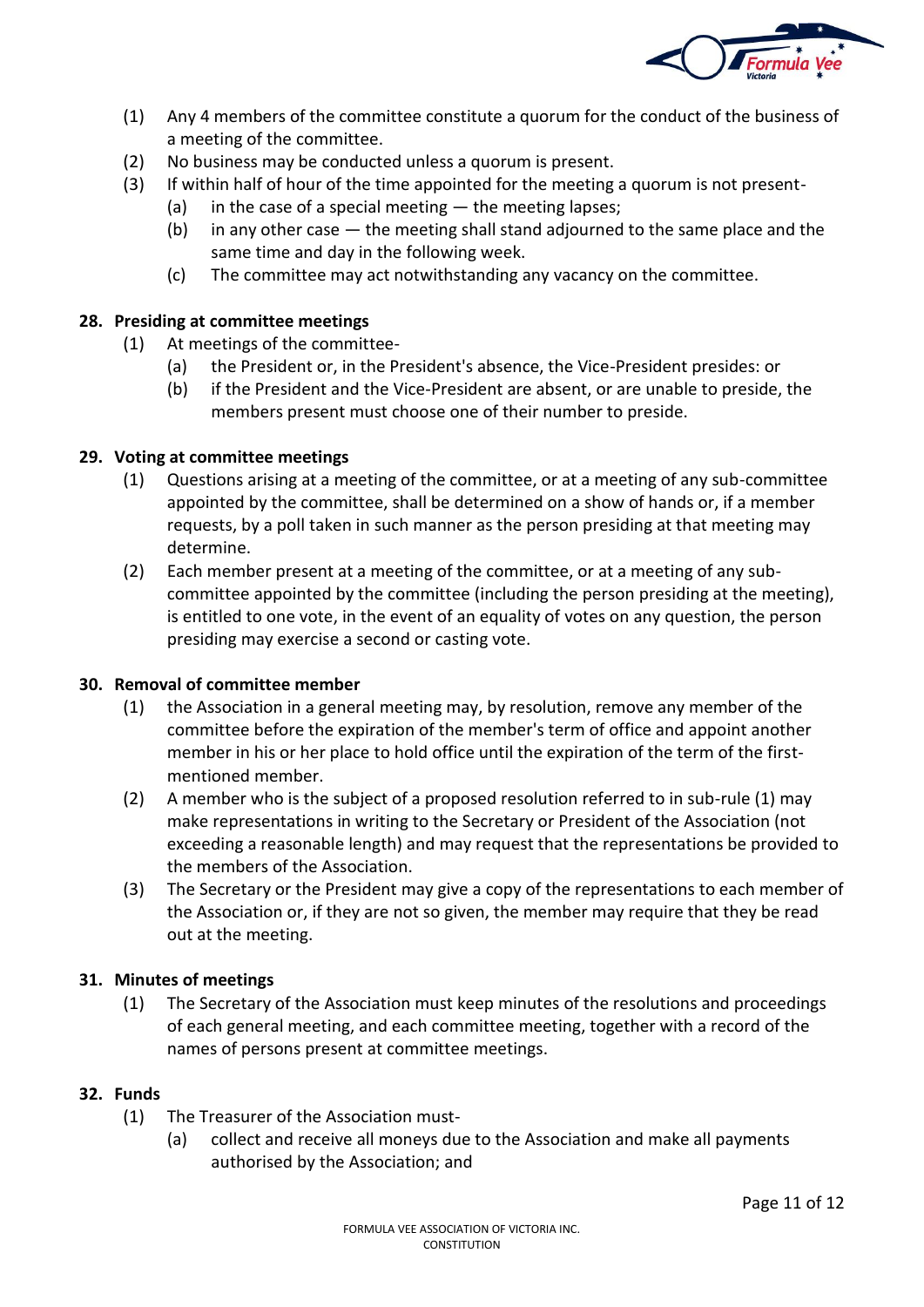(1) Any 4 members of the committee constitute a quorum for the conduct of the business of a meeting of the committee.

(2) No business may be conducted unless a quorum is present.

(3) If within half of hour of the time appointed for the meeting a quorum is not present-

  (a) in the case of a special meeting — the meeting lapses;

  (b) in any other case — the meeting shall stand adjourned to the same place and the same time and day in the following week.

  (c) The committee may act notwithstanding any vacancy on the committee.

**28. Presiding at committee meetings**

(1) At meetings of the committee-

  (a) the President or, in the President's absence, the Vice-President presides: or

  (b) if the President and the Vice-President are absent, or are unable to preside, the members present must choose one of their number to preside.

**29. Voting at committee meetings**

(1) Questions arising at a meeting of the committee, or at a meeting of any sub-committee appointed by the committee, shall be determined on a show of hands or, if a member requests, by a poll taken in such manner as the person presiding at that meeting may determine.

(2) Each member present at a meeting of the committee, or at a meeting of any sub-committee appointed by the committee (including the person presiding at the meeting), is entitled to one vote, in the event of an equality of votes on any question, the person presiding may exercise a second or casting vote.

**30. Removal of committee member**

(1) the Association in a general meeting may, by resolution, remove any member of the committee before the expiration of the member's term of office and appoint another member in his or her place to hold office until the expiration of the term of the first-mentioned member.

(2) A member who is the subject of a proposed resolution referred to in sub-rule (1) may make representations in writing to the Secretary or President of the Association (not exceeding a reasonable length) and may request that the representations be provided to the members of the Association.

(3) The Secretary or the President may give a copy of the representations to each member of the Association or, if they are not so given, the member may require that they be read out at the meeting.

**31. Minutes of meetings**

(1) The Secretary of the Association must keep minutes of the resolutions and proceedings of each general meeting, and each committee meeting, together with a record of the names of persons present at committee meetings.

**32. Funds**

(1) The Treasurer of the Association must-

  (a) collect and receive all moneys due to the Association and make all payments authorised by the Association; and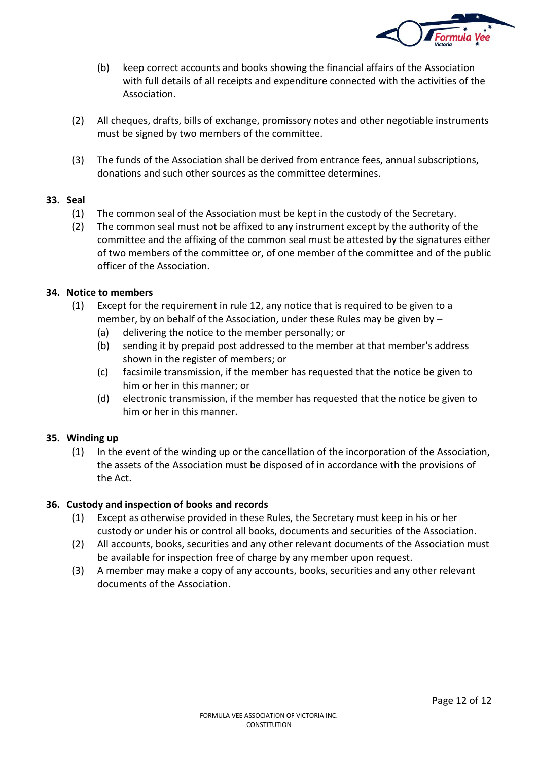(b) keep correct accounts and books showing the financial affairs of the Association with full details of all receipts and expenditure connected with the activities of the Association.

(2) All cheques, drafts, bills of exchange, promissory notes and other negotiable instruments must be signed by two members of the committee.

(3) The funds of the Association shall be derived from entrance fees, annual subscriptions, donations and such other sources as the committee determines.

**33. Seal**

(1) The common seal of the Association must be kept in the custody of the Secretary.

(2) The common seal must not be affixed to any instrument except by the authority of the committee and the affixing of the common seal must be attested by the signatures either of two members of the committee or, of one member of the committee and of the public officer of the Association.

**34. Notice to members**

(1) Except for the requirement in rule 12, any notice that is required to be given to a member, by on behalf of the Association, under these Rules may be given by –

(a) delivering the notice to the member personally; or

(b) sending it by prepaid post addressed to the member at that member's address shown in the register of members; or

(c) facsimile transmission, if the member has requested that the notice be given to him or her in this manner; or

(d) electronic transmission, if the member has requested that the notice be given to him or her in this manner.

**35. Winding up**

(1) In the event of the winding up or the cancellation of the incorporation of the Association, the assets of the Association must be disposed of in accordance with the provisions of the Act.

**36. Custody and inspection of books and records**

(1) Except as otherwise provided in these Rules, the Secretary must keep in his or her custody or under his or control all books, documents and securities of the Association.

(2) All accounts, books, securities and any other relevant documents of the Association must be available for inspection free of charge by any member upon request.

(3) A member may make a copy of any accounts, books, securities and any other relevant documents of the Association.